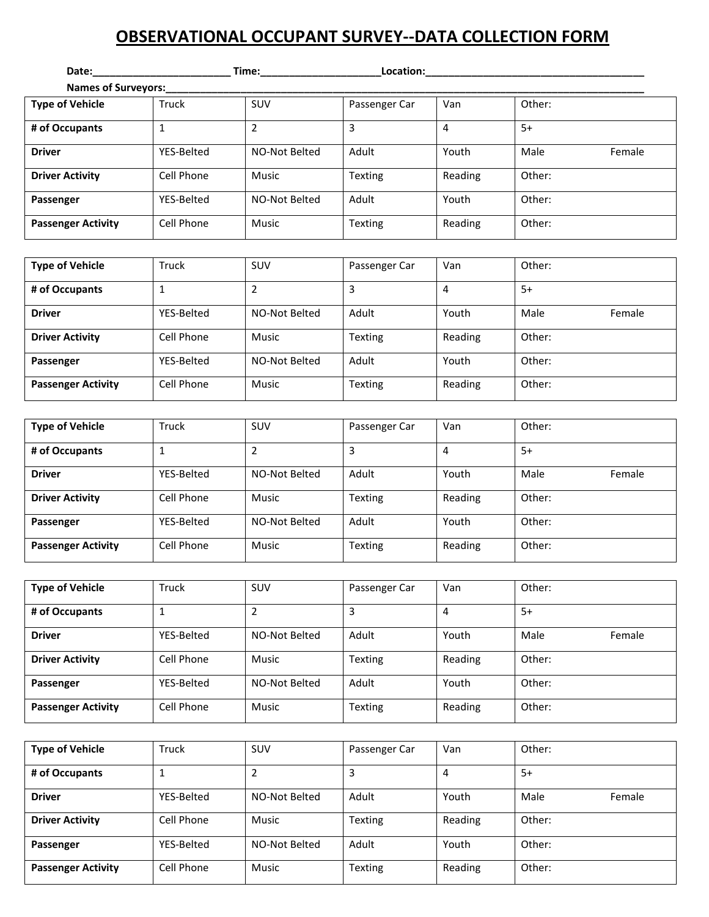# OBSERVATIONAL OCCUPANT SURVEY--DATA COLLECTION FORM

**Date:**\_\_\_\_\_\_\_\_\_\_\_\_\_\_\_\_\_\_\_\_\_\_\_\_ **Time:**\_\_\_\_\_\_\_\_\_\_\_\_\_\_\_\_\_\_\_\_ **Location:**\_\_\_\_\_\_\_\_\_\_\_\_\_\_\_\_\_\_\_\_\_\_\_\_\_\_\_\_\_\_\_\_\_\_\_\_\_\_

**Names of Surveyors:**\_\_\_\_\_\_\_\_\_\_\_\_\_\_\_\_\_\_\_\_\_\_\_\_\_\_\_\_\_\_\_\_\_\_\_\_\_\_\_\_\_\_\_\_\_\_\_\_\_\_\_\_\_\_\_\_\_\_\_\_\_\_\_\_\_\_\_\_\_\_\_\_\_\_\_\_\_\_\_\_\_\_

| **Type of Vehicle** | Truck | SUV | Passenger Car | Van | Other: |
|---|---|---|---|---|---|
| **# of Occupants** | 1 | 2 | 3 | 4 | 5+ |
| **Driver** | YES-Belted | NO-Not Belted | Adult | Youth | Male Female |
| **Driver Activity** | Cell Phone | Music | Texting | Reading | Other: |
| **Passenger** | YES-Belted | NO-Not Belted | Adult | Youth | Other: |
| **Passenger Activity** | Cell Phone | Music | Texting | Reading | Other: |

| **Type of Vehicle** | Truck | SUV | Passenger Car | Van | Other: |
|---|---|---|---|---|---|
| **# of Occupants** | 1 | 2 | 3 | 4 | 5+ |
| **Driver** | YES-Belted | NO-Not Belted | Adult | Youth | Male Female |
| **Driver Activity** | Cell Phone | Music | Texting | Reading | Other: |
| **Passenger** | YES-Belted | NO-Not Belted | Adult | Youth | Other: |
| **Passenger Activity** | Cell Phone | Music | Texting | Reading | Other: |

| **Type of Vehicle** | Truck | SUV | Passenger Car | Van | Other: |
|---|---|---|---|---|---|
| **# of Occupants** | 1 | 2 | 3 | 4 | 5+ |
| **Driver** | YES-Belted | NO-Not Belted | Adult | Youth | Male Female |
| **Driver Activity** | Cell Phone | Music | Texting | Reading | Other: |
| **Passenger** | YES-Belted | NO-Not Belted | Adult | Youth | Other: |
| **Passenger Activity** | Cell Phone | Music | Texting | Reading | Other: |

| **Type of Vehicle** | Truck | SUV | Passenger Car | Van | Other: |
|---|---|---|---|---|---|
| **# of Occupants** | 1 | 2 | 3 | 4 | 5+ |
| **Driver** | YES-Belted | NO-Not Belted | Adult | Youth | Male Female |
| **Driver Activity** | Cell Phone | Music | Texting | Reading | Other: |
| **Passenger** | YES-Belted | NO-Not Belted | Adult | Youth | Other: |
| **Passenger Activity** | Cell Phone | Music | Texting | Reading | Other: |

| **Type of Vehicle** | Truck | SUV | Passenger Car | Van | Other: |
|---|---|---|---|---|---|
| **# of Occupants** | 1 | 2 | 3 | 4 | 5+ |
| **Driver** | YES-Belted | NO-Not Belted | Adult | Youth | Male Female |
| **Driver Activity** | Cell Phone | Music | Texting | Reading | Other: |
| **Passenger** | YES-Belted | NO-Not Belted | Adult | Youth | Other: |
| **Passenger Activity** | Cell Phone | Music | Texting | Reading | Other: |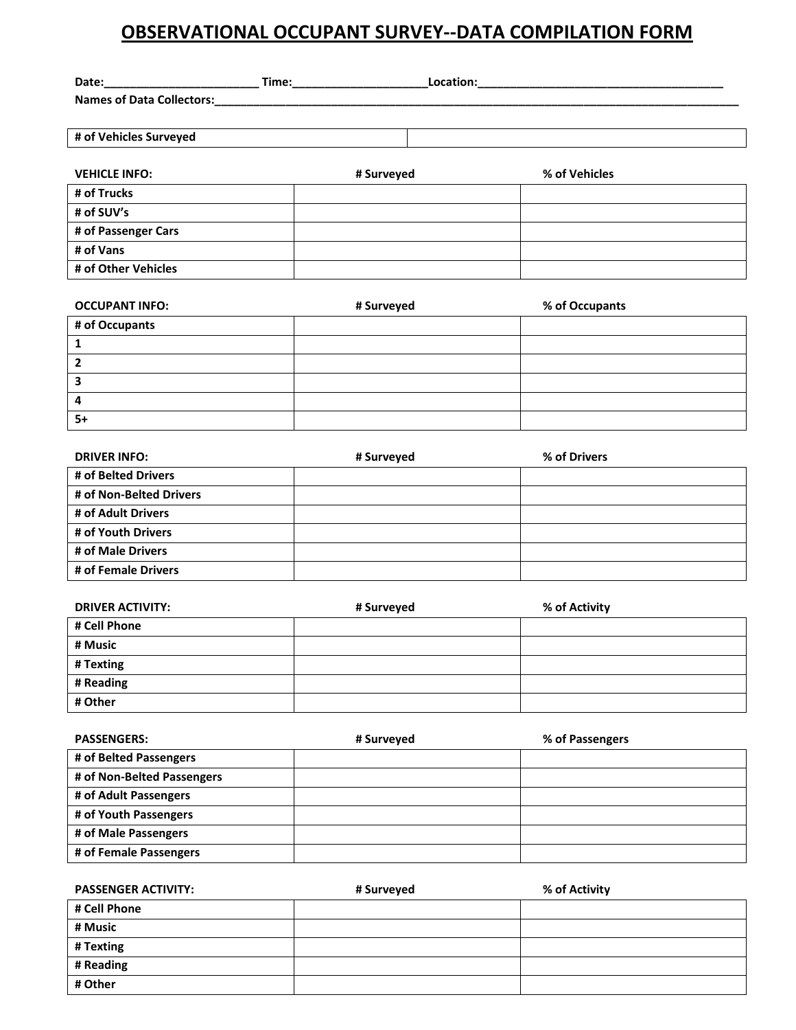# OBSERVATIONAL OCCUPANT SURVEY--DATA COMPILATION FORM

**Date:**________________________ **Time:**____________________ **Location:**______________________________________

**Names of Data Collectors:**_________________________________________________________________________________

| **# of Vehicles Surveyed** | |
|---|---|

| **VEHICLE INFO:** | **# Surveyed** | **% of Vehicles** |
|---|---|---|
| **# of Trucks** | | |
| **# of SUV's** | | |
| **# of Passenger Cars** | | |
| **# of Vans** | | |
| **# of Other Vehicles** | | |

| **OCCUPANT INFO:** | **# Surveyed** | **% of Occupants** |
|---|---|---|
| **# of Occupants** | | |
| **1** | | |
| **2** | | |
| **3** | | |
| **4** | | |
| **5+** | | |

| **DRIVER INFO:** | **# Surveyed** | **% of Drivers** |
|---|---|---|
| **# of Belted Drivers** | | |
| **# of Non-Belted Drivers** | | |
| **# of Adult Drivers** | | |
| **# of Youth Drivers** | | |
| **# of Male Drivers** | | |
| **# of Female Drivers** | | |

| **DRIVER ACTIVITY:** | **# Surveyed** | **% of Activity** |
|---|---|---|
| **# Cell Phone** | | |
| **# Music** | | |
| **# Texting** | | |
| **# Reading** | | |
| **# Other** | | |

| **PASSENGERS:** | **# Surveyed** | **% of Passengers** |
|---|---|---|
| **# of Belted Passengers** | | |
| **# of Non-Belted Passengers** | | |
| **# of Adult Passengers** | | |
| **# of Youth Passengers** | | |
| **# of Male Passengers** | | |
| **# of Female Passengers** | | |

| **PASSENGER ACTIVITY:** | **# Surveyed** | **% of Activity** |
|---|---|---|
| **# Cell Phone** | | |
| **# Music** | | |
| **# Texting** | | |
| **# Reading** | | |
| **# Other** | | |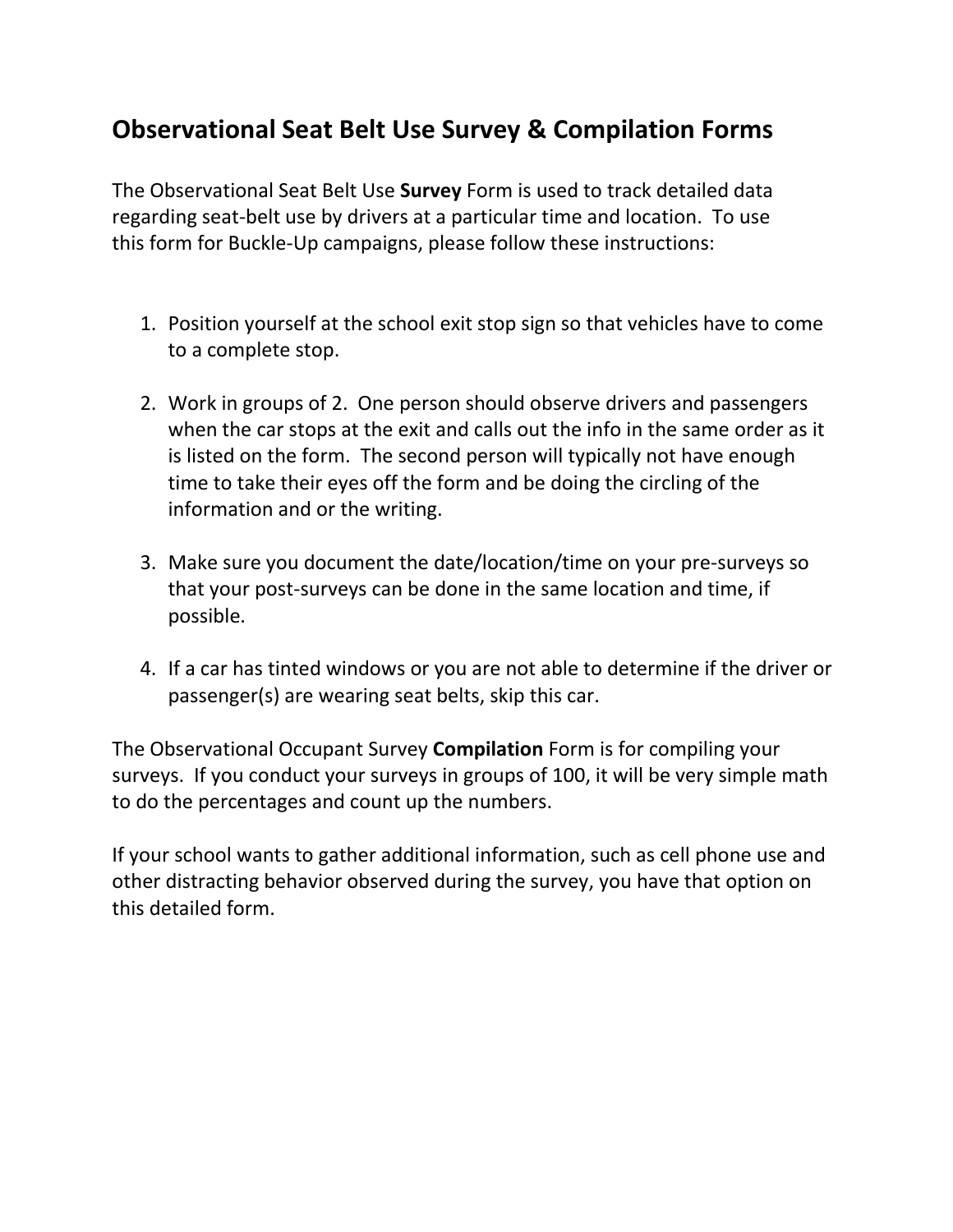## Observational Seat Belt Use Survey & Compilation Forms

The Observational Seat Belt Use **Survey** Form is used to track detailed data regarding seat-belt use by drivers at a particular time and location. To use this form for Buckle-Up campaigns, please follow these instructions:

1. Position yourself at the school exit stop sign so that vehicles have to come to a complete stop.

2. Work in groups of 2. One person should observe drivers and passengers when the car stops at the exit and calls out the info in the same order as it is listed on the form. The second person will typically not have enough time to take their eyes off the form and be doing the circling of the information and or the writing.

3. Make sure you document the date/location/time on your pre-surveys so that your post-surveys can be done in the same location and time, if possible.

4. If a car has tinted windows or you are not able to determine if the driver or passenger(s) are wearing seat belts, skip this car.

The Observational Occupant Survey **Compilation** Form is for compiling your surveys. If you conduct your surveys in groups of 100, it will be very simple math to do the percentages and count up the numbers.

If your school wants to gather additional information, such as cell phone use and other distracting behavior observed during the survey, you have that option on this detailed form.